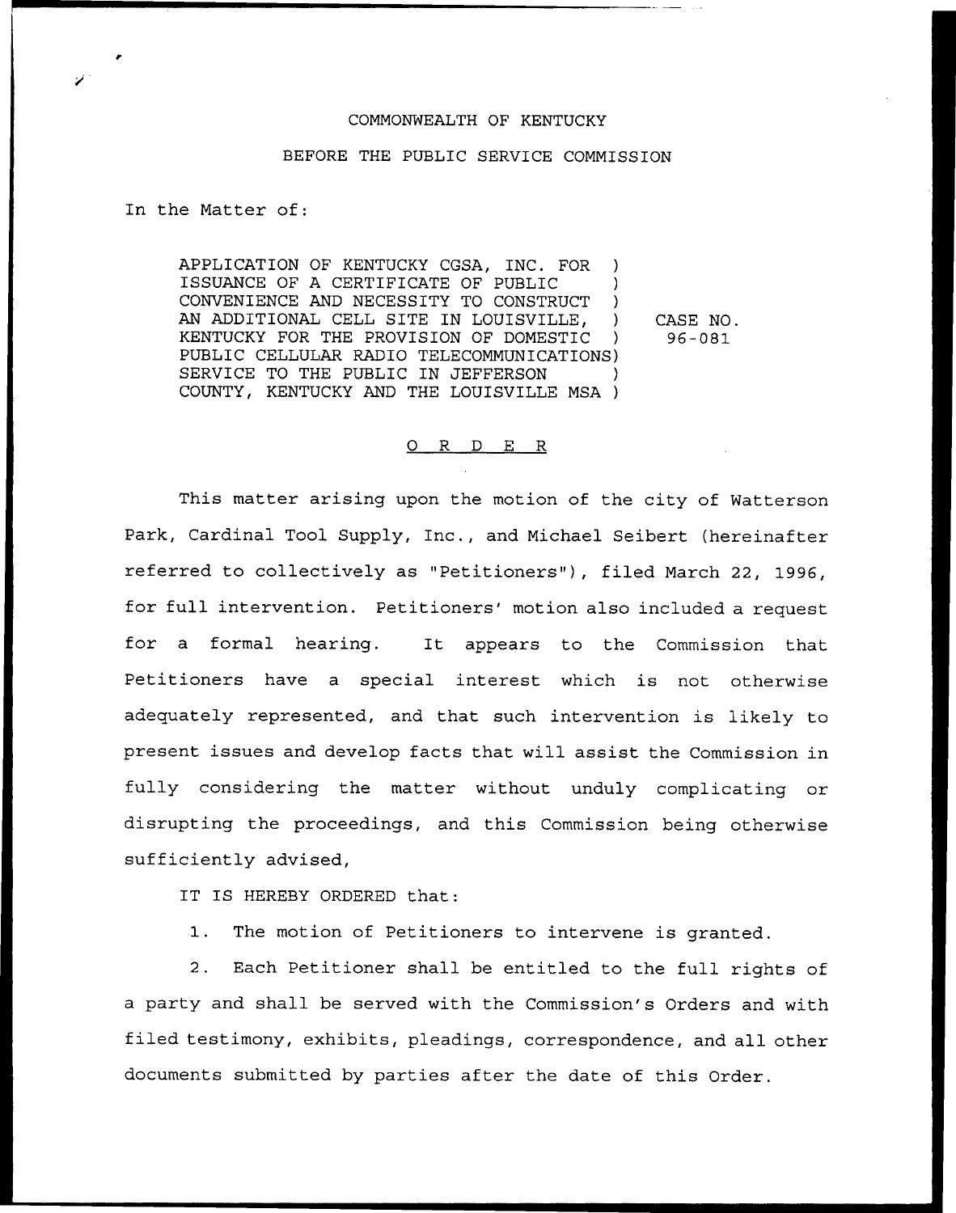COMMONWEALTH OF KENTUCKY

BEFORE THE PUBLIC SERVICE COMMISSION

In the Matter of:

APPLICATION OF KENTUCKY CGSA, INC. FOR ISSUANCE OF A CERTIFICATE OF PUBLIC CONVENIENCE AND NECESSITY TO CONSTRUCT AN ADDITIONAL CELL SITE IN LOUISVILLE, KENTUCKY FOR THE PROVISION OF DOMESTIC PUBLIC CELLULAR RADIO TELECOMMUNICATIONS SERVICE TO THE PUBLIC IN JEFFERSON COUNTY, KENTUCKY AND THE LOUISVILLE MSA

CASE NO. 96-081

O R D E R

This matter arising upon the motion of the city of Watterson Park, Cardinal Tool Supply, Inc., and Michael Seibert (hereinafter referred to collectively as "Petitioners"), filed March 22, 1996, for full intervention. Petitioners' motion also included a request for a formal hearing. It appears to the Commission that Petitioners have a special interest which is not otherwise adequately represented, and that such intervention is likely to present issues and develop facts that will assist the Commission in fully considering the matter without unduly complicating or disrupting the proceedings, and this Commission being otherwise sufficiently advised,

IT IS HEREBY ORDERED that:

1. The motion of Petitioners to intervene is granted.

2. Each Petitioner shall be entitled to the full rights of a party and shall be served with the Commission's Orders and with filed testimony, exhibits, pleadings, correspondence, and all other documents submitted by parties after the date of this Order.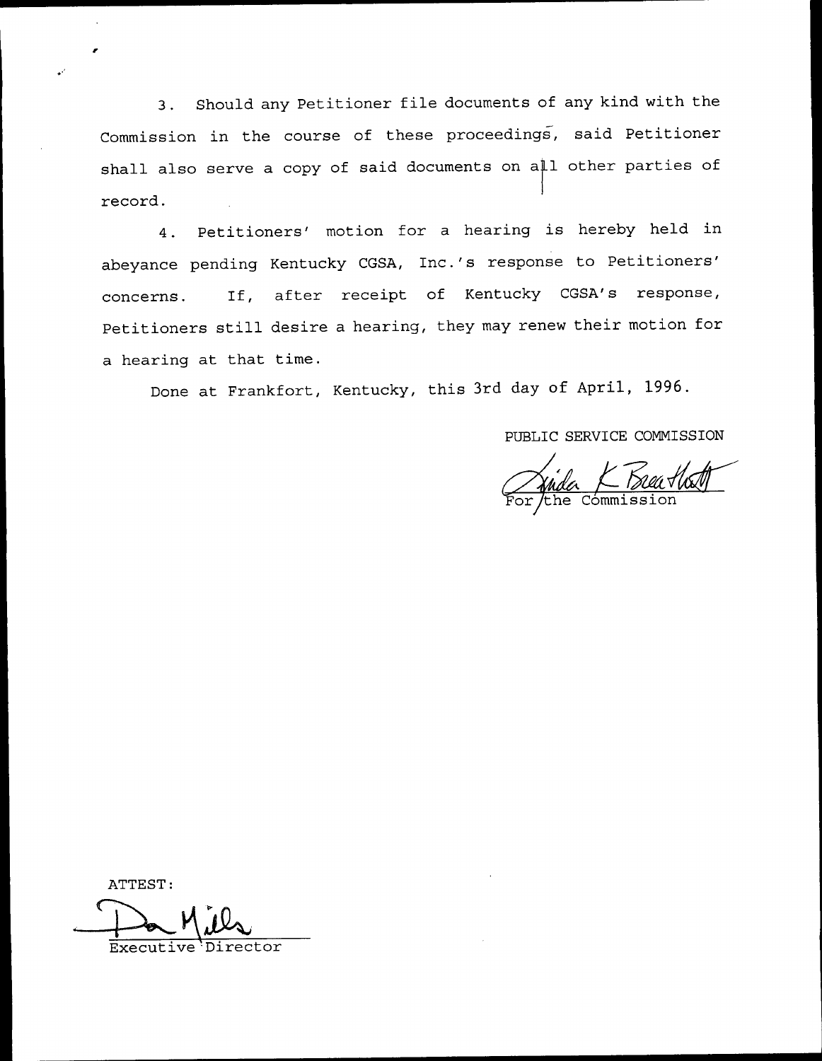3. Should any Petitioner file documents of any kind with the Commission in the course of these proceedings, said Petitioner shall also serve a copy of said documents on all other parties of record.

4. Petitioners' motion for a hearing is hereby held in abeyance pending Kentucky CGSA, Inc.'s response to Petitioners' concerns. If, after receipt of Kentucky CGSA's response, Petitioners still desire a hearing, they may renew their motion for a hearing at that time.

Done at Frankfort, Kentucky, this 3rd day of April, 1996.

PUBLIC SERVICE COMMISSION

For the Commission

ATTEST:

Executive Director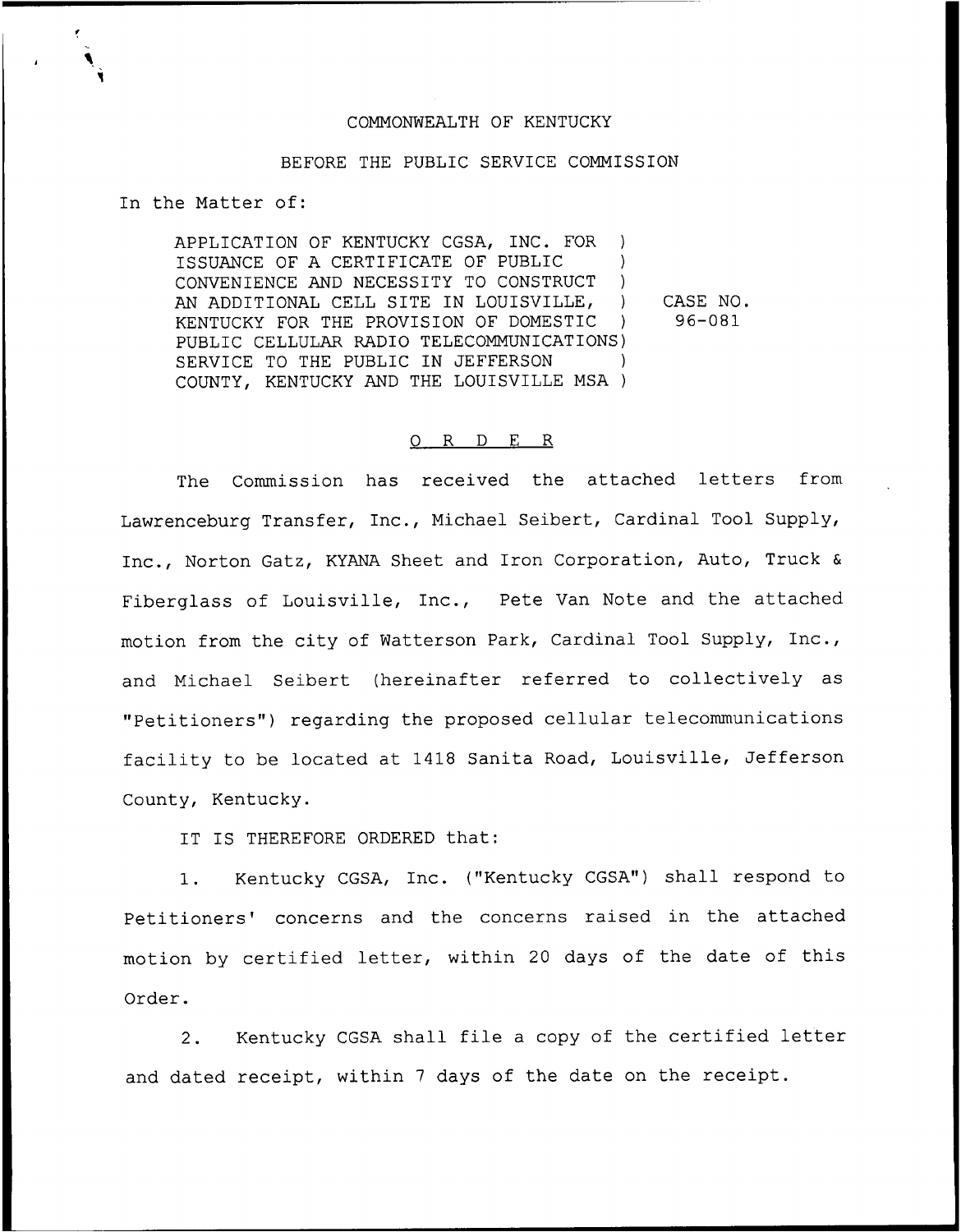COMMONWEALTH OF KENTUCKY

BEFORE THE PUBLIC SERVICE COMMISSION

In the Matter of:

APPLICATION OF KENTUCKY CGSA, INC. FOR ISSUANCE OF A CERTIFICATE OF PUBLIC CONVENIENCE AND NECESSITY TO CONSTRUCT AN ADDITIONAL CELL SITE IN LOUISVILLE, KENTUCKY FOR THE PROVISION OF DOMESTIC PUBLIC CELLULAR RADIO TELECOMMUNICATIONS SERVICE TO THE PUBLIC IN JEFFERSON COUNTY, KENTUCKY AND THE LOUISVILLE MSA

CASE NO. 96-081

## O R D E R

The Commission has received the attached letters from Lawrenceburg Transfer, Inc., Michael Seibert, Cardinal Tool Supply, Inc., Norton Gatz, KYANA Sheet and Iron Corporation, Auto, Truck & Fiberglass of Louisville, Inc., Pete Van Note and the attached motion from the city of Watterson Park, Cardinal Tool Supply, Inc., and Michael Seibert (hereinafter referred to collectively as "Petitioners") regarding the proposed cellular telecommunications facility to be located at 1418 Sanita Road, Louisville, Jefferson County, Kentucky.

IT IS THEREFORE ORDERED that:

1. Kentucky CGSA, Inc. ("Kentucky CGSA") shall respond to Petitioners' concerns and the concerns raised in the attached motion by certified letter, within 20 days of the date of this Order.

2. Kentucky CGSA shall file a copy of the certified letter and dated receipt, within 7 days of the date on the receipt.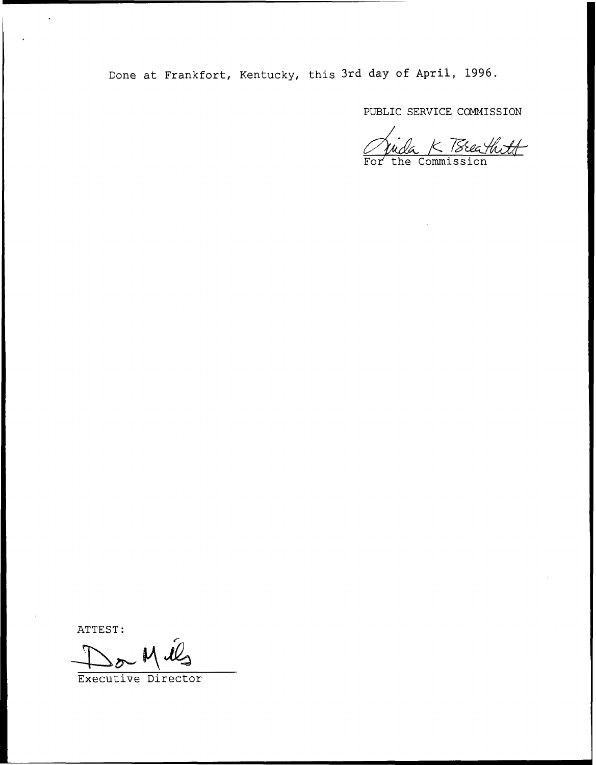Done at Frankfort, Kentucky, this 3rd day of April, 1996.

PUBLIC SERVICE COMMISSION

For the Commission

ATTEST:

Executive Director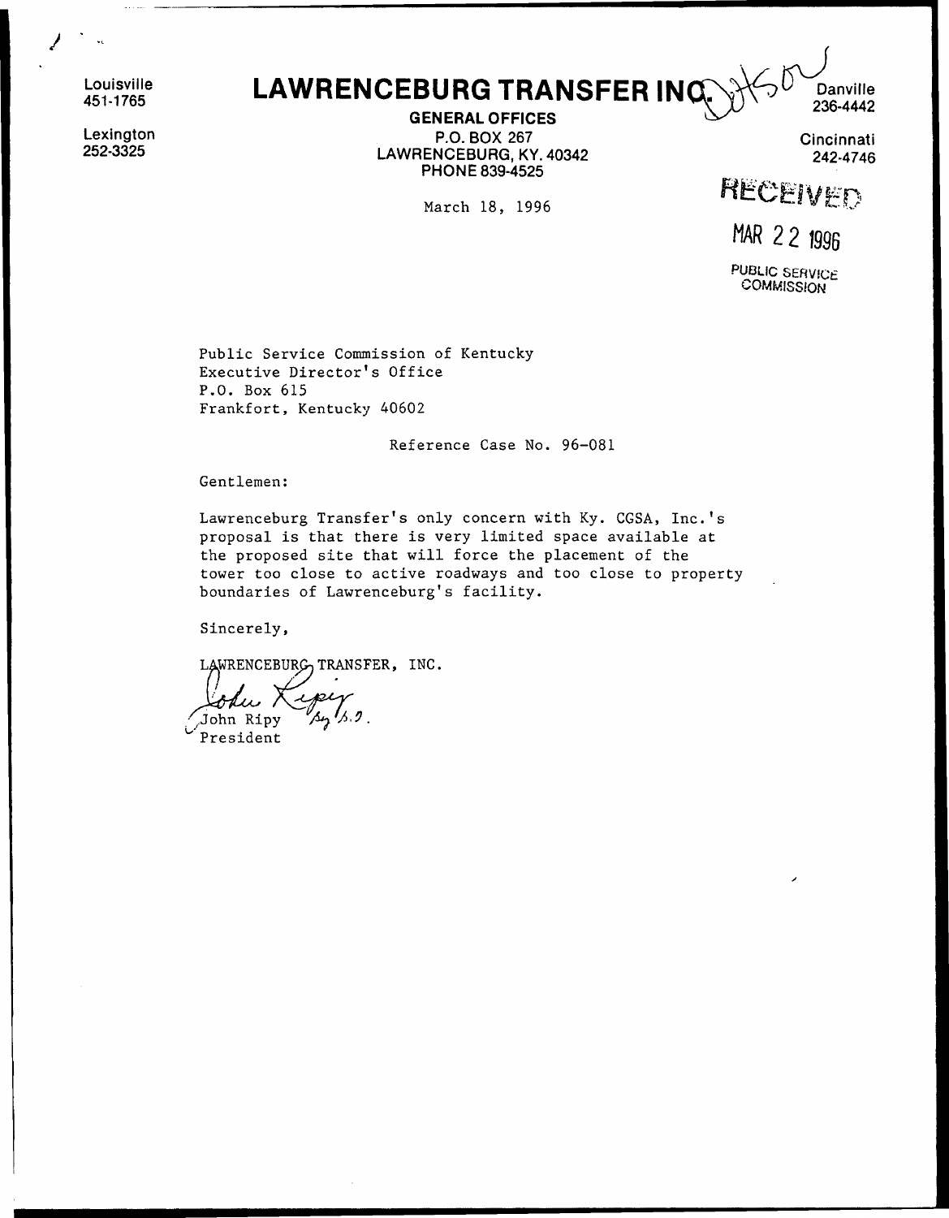Louisville
451-1765

Lexington
252-3325

# LAWRENCEBURG TRANSFER INC.

**GENERAL OFFICES**
P.O. BOX 267
LAWRENCEBURG, KY. 40342
PHONE 839-4525

Danville
236-4442

Cincinnati
242-4746

RECEIVED

MAR 22 1996

PUBLIC SERVICE COMMISSION

March 18, 1996

Public Service Commission of Kentucky
Executive Director's Office
P.O. Box 615
Frankfort, Kentucky 40602

Reference Case No. 96-081

Gentlemen:

Lawrenceburg Transfer's only concern with Ky. CGSA, Inc.'s proposal is that there is very limited space available at the proposed site that will force the placement of the tower too close to active roadways and too close to property boundaries of Lawrenceburg's facility.

Sincerely,

LAWRENCEBURG TRANSFER, INC.

John Ripy
President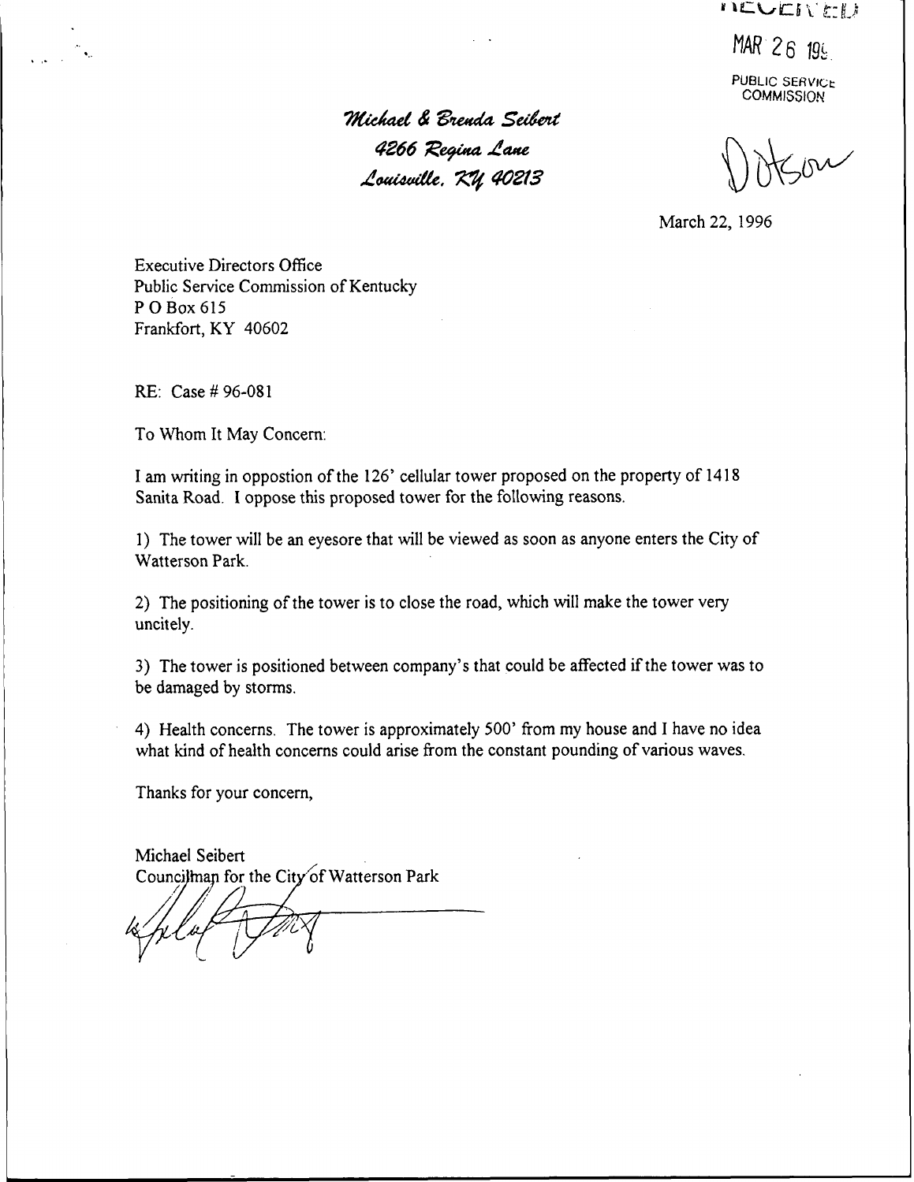RECEIVED

MAR 26 199_

PUBLIC SERVICE COMMISSION

*Michael & Brenda Seibert*
*4266 Regina Lane*
*Louisville, KY 40213*

Dotson

March 22, 1996

Executive Directors Office
Public Service Commission of Kentucky
P O Box 615
Frankfort, KY 40602

RE: Case # 96-081

To Whom It May Concern:

I am writing in oppostion of the 126' cellular tower proposed on the property of 1418 Sanita Road. I oppose this proposed tower for the following reasons.

1) The tower will be an eyesore that will be viewed as soon as anyone enters the City of Watterson Park.

2) The positioning of the tower is to close the road, which will make the tower very uncitely.

3) The tower is positioned between company's that could be affected if the tower was to be damaged by storms.

4) Health concerns. The tower is approximately 500' from my house and I have no idea what kind of health concerns could arise from the constant pounding of various waves.

Thanks for your concern,

Michael Seibert
Councilman for the City of Watterson Park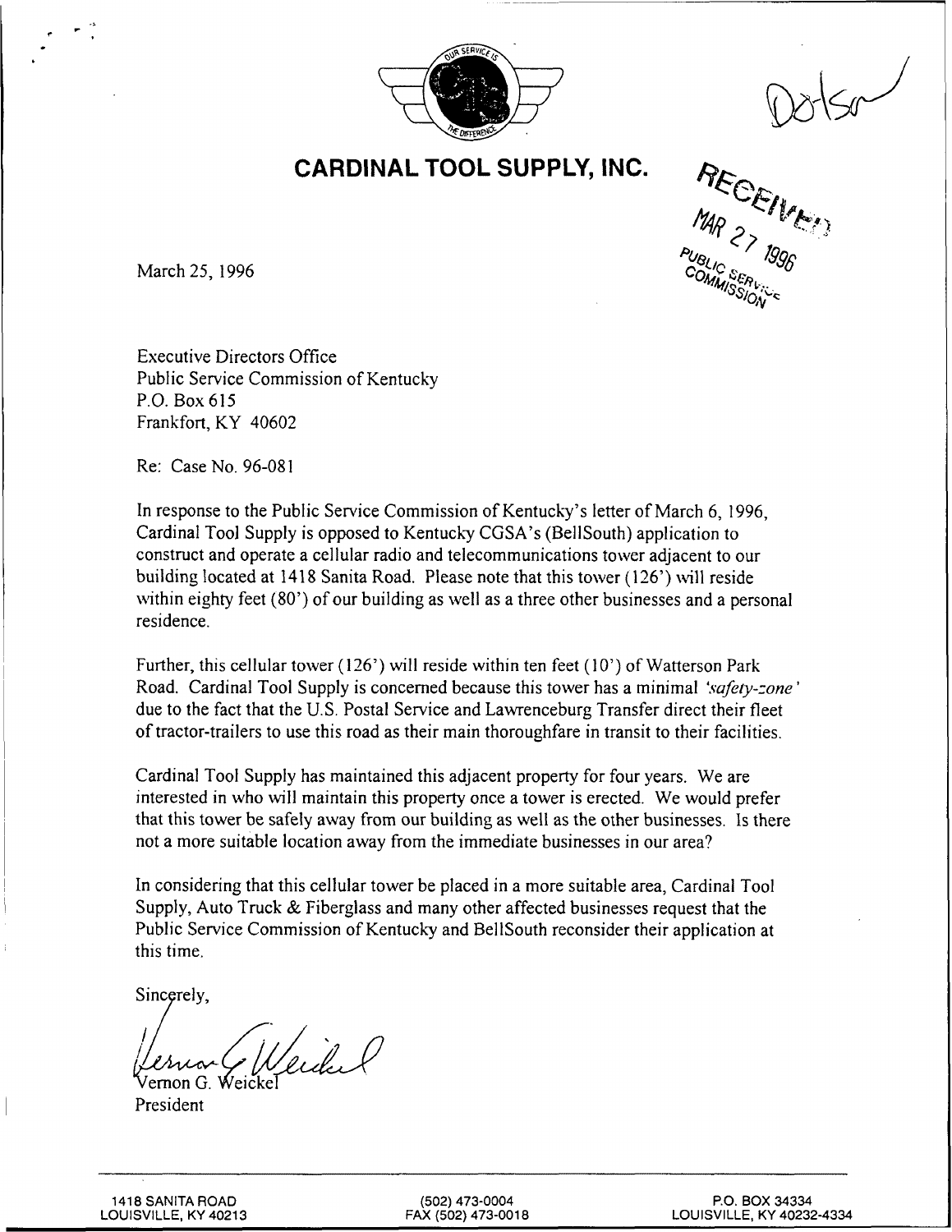# CARDINAL TOOL SUPPLY, INC.

Dotson

RECEIVED
MAR 27 1996
PUBLIC SERVICE COMMISSION

March 25, 1996

Executive Directors Office
Public Service Commission of Kentucky
P.O. Box 615
Frankfort, KY 40602

Re: Case No. 96-081

In response to the Public Service Commission of Kentucky's letter of March 6, 1996, Cardinal Tool Supply is opposed to Kentucky CGSA's (BellSouth) application to construct and operate a cellular radio and telecommunications tower adjacent to our building located at 1418 Sanita Road. Please note that this tower (126') will reside within eighty feet (80') of our building as well as a three other businesses and a personal residence.

Further, this cellular tower (126') will reside within ten feet (10') of Watterson Park Road. Cardinal Tool Supply is concerned because this tower has a minimal *'safety-zone'* due to the fact that the U.S. Postal Service and Lawrenceburg Transfer direct their fleet of tractor-trailers to use this road as their main thoroughfare in transit to their facilities.

Cardinal Tool Supply has maintained this adjacent property for four years. We are interested in who will maintain this property once a tower is erected. We would prefer that this tower be safely away from our building as well as the other businesses. Is there not a more suitable location away from the immediate businesses in our area?

In considering that this cellular tower be placed in a more suitable area, Cardinal Tool Supply, Auto Truck & Fiberglass and many other affected businesses request that the Public Service Commission of Kentucky and BellSouth reconsider their application at this time.

Sincerely,

Vernon G. Weickel
President

1418 SANITA ROAD
LOUISVILLE, KY 40213

(502) 473-0004
FAX (502) 473-0018

P.O. BOX 34334
LOUISVILLE, KY 40232-4334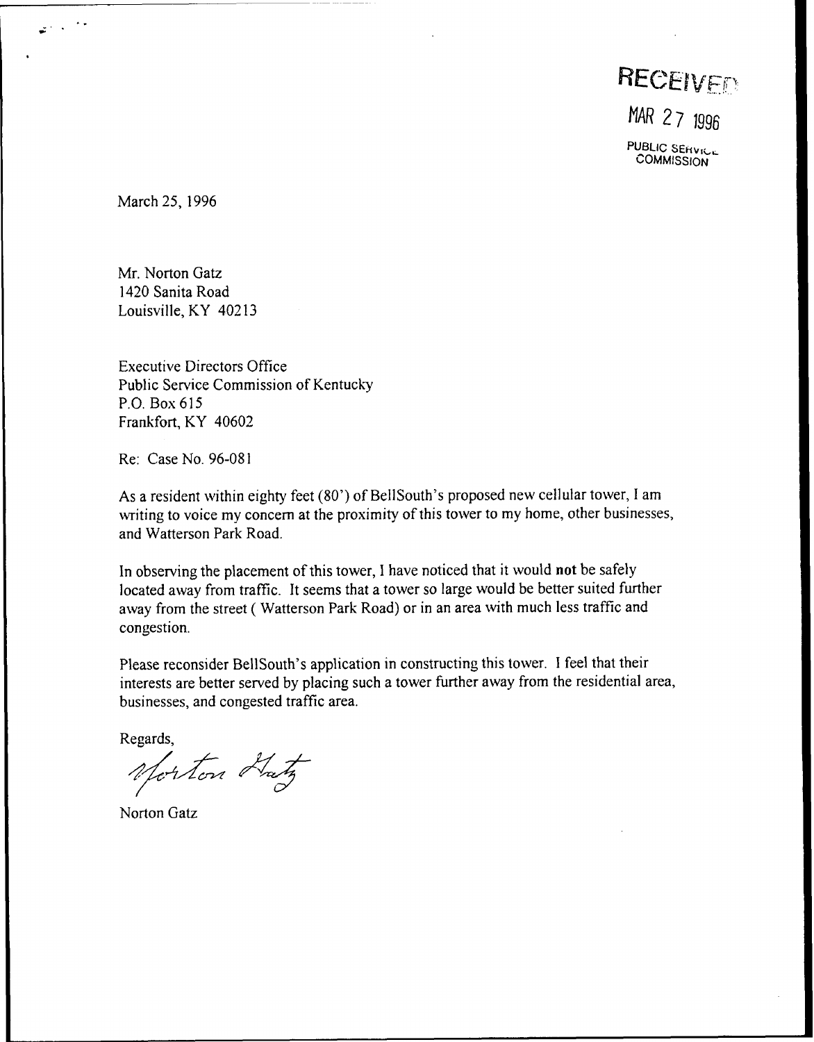RECEIVED

MAR 27 1996

PUBLIC SERVICE COMMISSION

March 25, 1996

Mr. Norton Gatz
1420 Sanita Road
Louisville, KY 40213

Executive Directors Office
Public Service Commission of Kentucky
P.O. Box 615
Frankfort, KY 40602

Re: Case No. 96-081

As a resident within eighty feet (80') of BellSouth's proposed new cellular tower, I am writing to voice my concern at the proximity of this tower to my home, other businesses, and Watterson Park Road.

In observing the placement of this tower, I have noticed that it would **not** be safely located away from traffic. It seems that a tower so large would be better suited further away from the street ( Watterson Park Road) or in an area with much less traffic and congestion.

Please reconsider BellSouth's application in constructing this tower. I feel that their interests are better served by placing such a tower further away from the residential area, businesses, and congested traffic area.

Regards,

Norton Gatz

Norton Gatz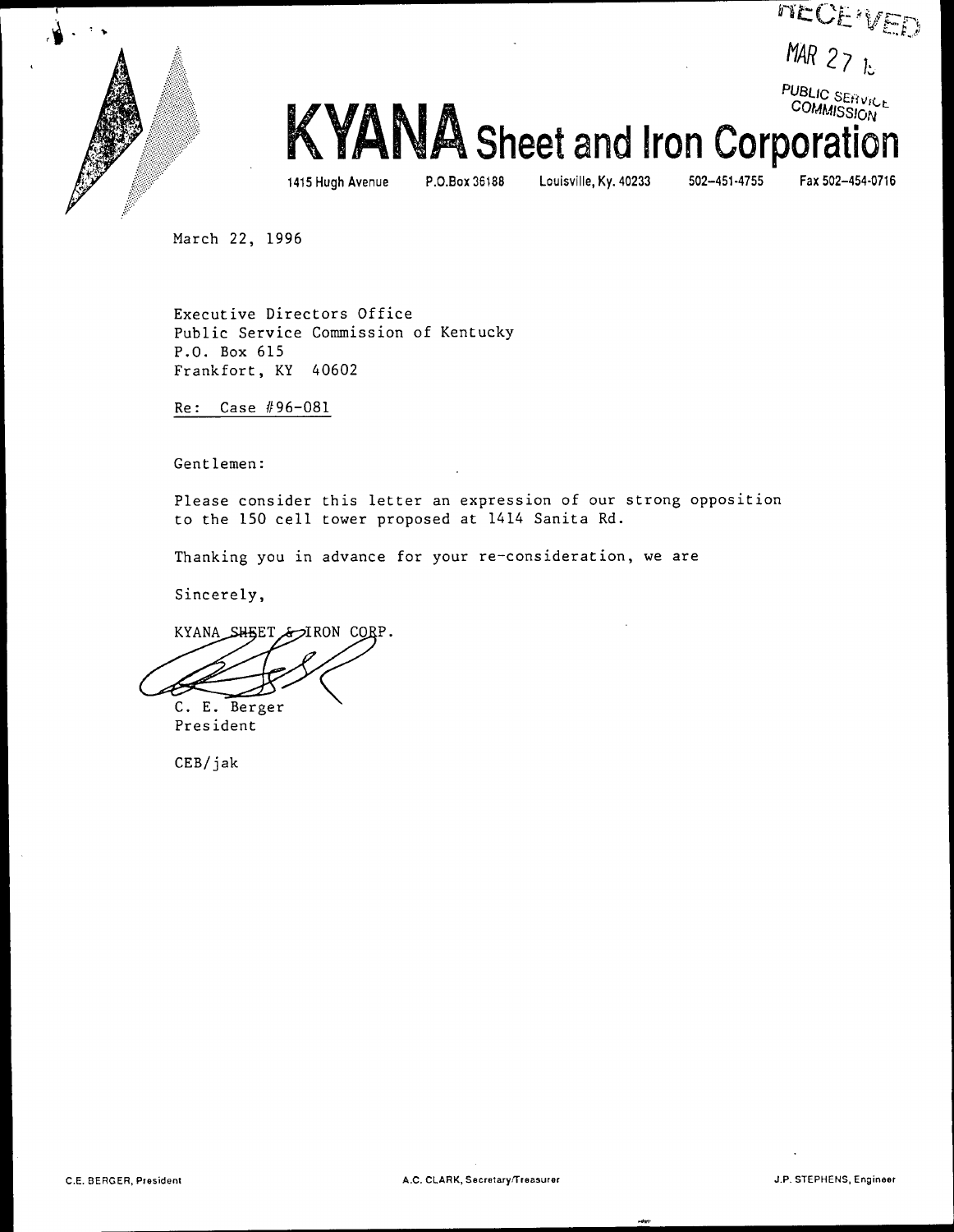RECEIVED

MAR 27 1[...]

PUBLIC SERVICE COMMISSION

# KYANA Sheet and Iron Corporation

1415 Hugh Avenue P.O.Box 36188 Louisville, Ky. 40233 502-451-4755 Fax 502-454-0716

March 22, 1996

Executive Directors Office
Public Service Commission of Kentucky
P.O. Box 615
Frankfort, KY 40602

Re: Case #96-081

Gentlemen:

Please consider this letter an expression of our strong opposition to the 150 cell tower proposed at 1414 Sanita Rd.

Thanking you in advance for your re-consideration, we are

Sincerely,

KYANA SHEET & IRON CORP.

C. E. Berger
President

CEB/jak

C.E. BERGER, President A.C. CLARK, Secretary/Treasurer J.P. STEPHENS, Engineer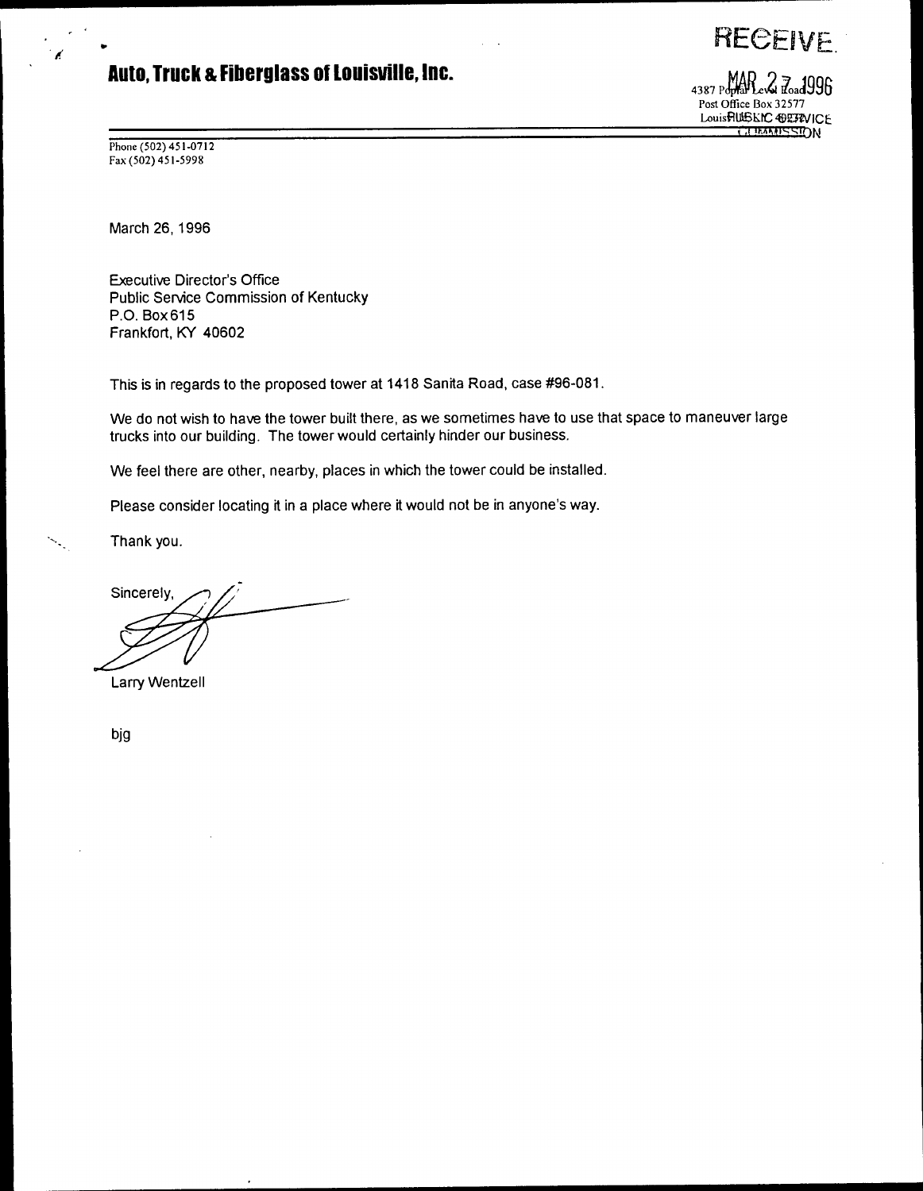# Auto, Truck & Fiberglass of Louisville, Inc.

RECEIVED

4387 Poplar Level Road
MAR 27 1996
Post Office Box 32577
Louisville, KY 40232
PUBLIC SERVICE COMMISSION

Phone (502) 451-0712
Fax (502) 451-5998

March 26, 1996

Executive Director's Office
Public Service Commission of Kentucky
P.O. Box 615
Frankfort, KY 40602

This is in regards to the proposed tower at 1418 Sanita Road, case #96-081.

We do not wish to have the tower built there, as we sometimes have to use that space to maneuver large trucks into our building. The tower would certainly hinder our business.

We feel there are other, nearby, places in which the tower could be installed.

Please consider locating it in a place where it would not be in anyone's way.

Thank you.

Sincerely,

Larry Wentzell

bjg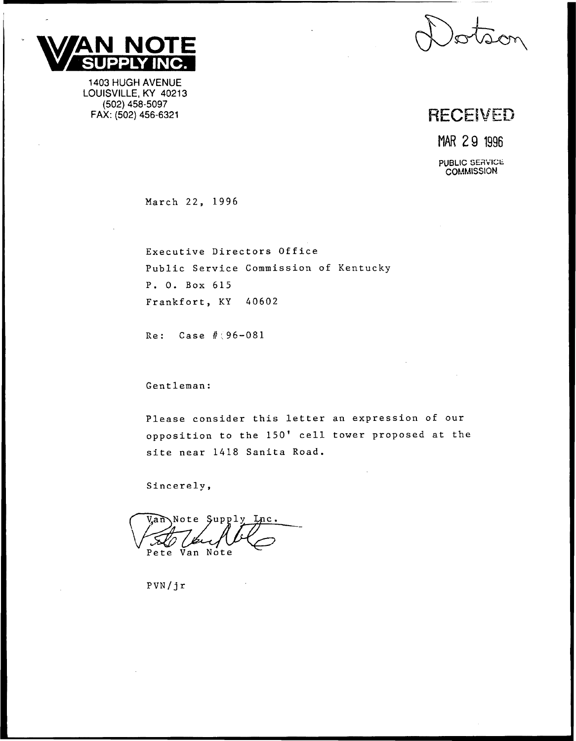**VAN NOTE SUPPLY INC.**

1403 HUGH AVENUE
LOUISVILLE, KY 40213
(502) 458-5097
FAX: (502) 456-6321

Dotson

RECEIVED

MAR 29 1996

PUBLIC SERVICE COMMISSION

March 22, 1996

Executive Directors Office
Public Service Commission of Kentucky
P. O. Box 615
Frankfort, KY 40602

Re: Case # 96-081

Gentleman:

Please consider this letter an expression of our opposition to the 150' cell tower proposed at the site near 1418 Sanita Road.

Sincerely,

Van Note Supply Inc.

Pete Van Note

PVN/jr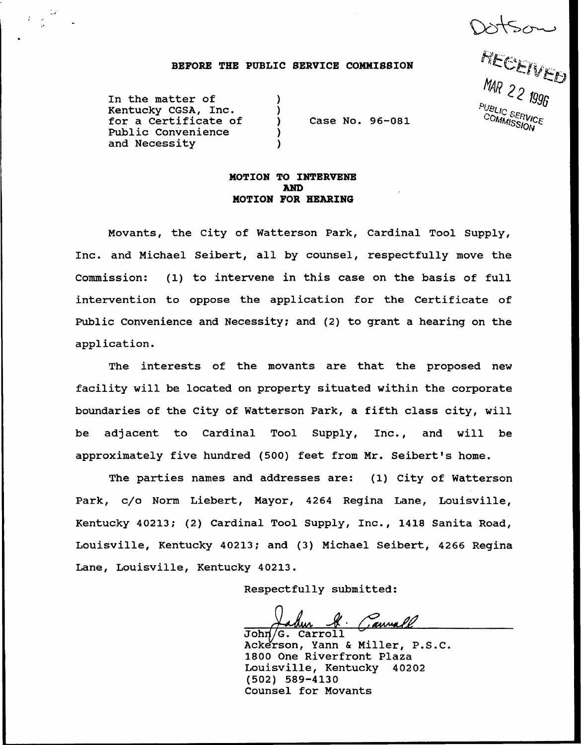Dotson

RECEIVED
MAR 22 1996
PUBLIC SERVICE COMMISSION

**BEFORE THE PUBLIC SERVICE COMMISSION**

In the matter of Kentucky CGSA, Inc. for a Certificate of Public Convenience and Necessity ) Case No. 96-081

**MOTION TO INTERVENE**
**AND**
**MOTION FOR HEARING**

Movants, the City of Watterson Park, Cardinal Tool Supply, Inc. and Michael Seibert, all by counsel, respectfully move the Commission: (1) to intervene in this case on the basis of full intervention to oppose the application for the Certificate of Public Convenience and Necessity; and (2) to grant a hearing on the application.

The interests of the movants are that the proposed new facility will be located on property situated within the corporate boundaries of the City of Watterson Park, a fifth class city, will be adjacent to Cardinal Tool Supply, Inc., and will be approximately five hundred (500) feet from Mr. Seibert's home.

The parties names and addresses are: (1) City of Watterson Park, c/o Norm Liebert, Mayor, 4264 Regina Lane, Louisville, Kentucky 40213; (2) Cardinal Tool Supply, Inc., 1418 Sanita Road, Louisville, Kentucky 40213; and (3) Michael Seibert, 4266 Regina Lane, Louisville, Kentucky 40213.

Respectfully submitted:

John G. Carroll
Ackerson, Yann & Miller, P.S.C.
1800 One Riverfront Plaza
Louisville, Kentucky 40202
(502) 589-4130
Counsel for Movants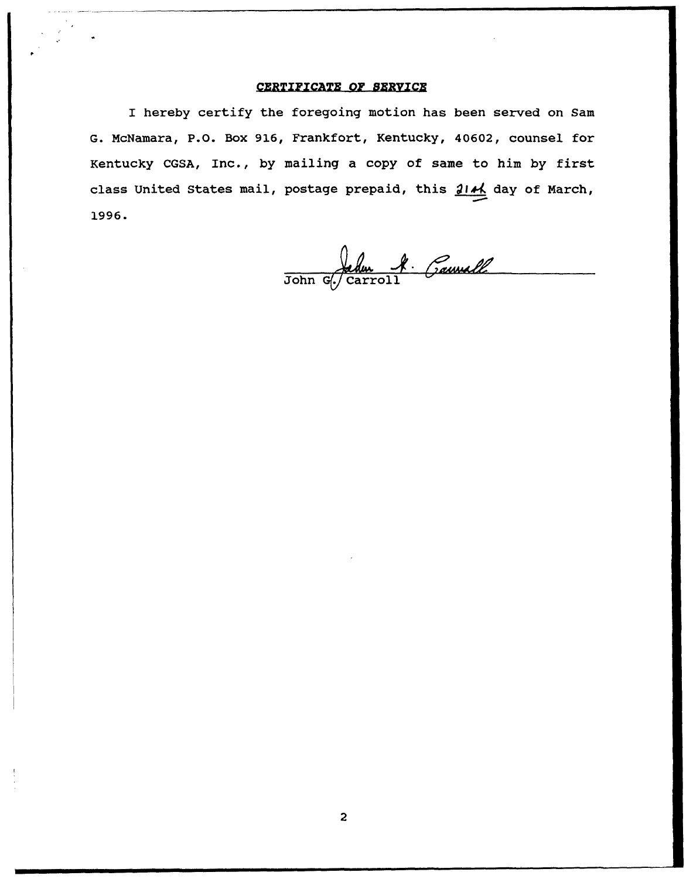***CERTIFICATE OF SERVICE***

I hereby certify the foregoing motion has been served on Sam G. McNamara, P.O. Box 916, Frankfort, Kentucky, 40602, counsel for Kentucky CGSA, Inc., by mailing a copy of same to him by first class United States mail, postage prepaid, this 21st day of March, 1996.

John G. Carroll